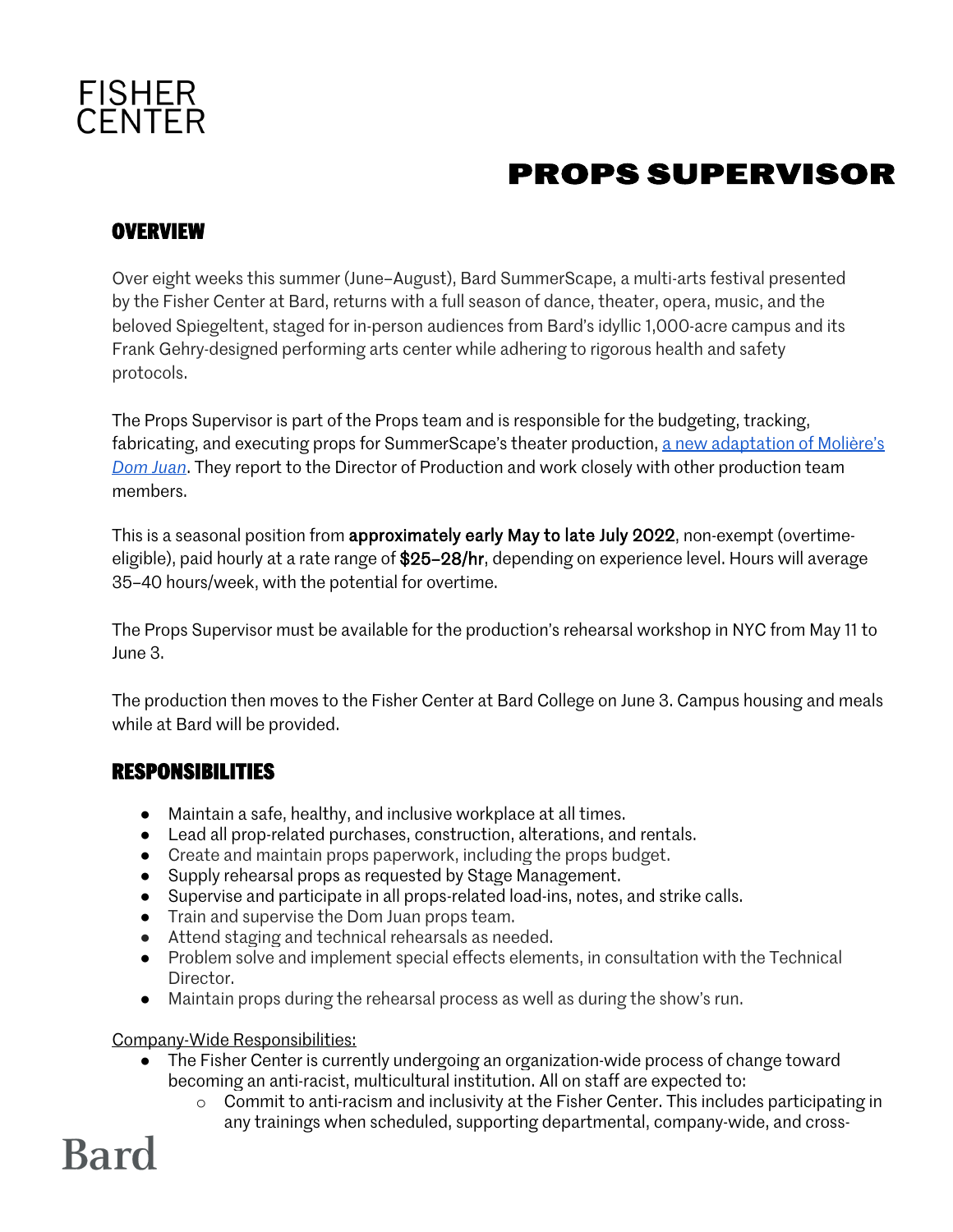FISHER CENTER

# PROPS SUPERVISOR

## OVERVIEW

Over eight weeks this summer (June–August), Bard SummerScape, a multi-arts festival presented by the Fisher Center at Bard, returns with a full season of dance, theater, opera, music, and the beloved Spiegeltent, staged for in-person audiences from Bard's idyllic 1,000-acre campus and its Frank Gehry-designed performing arts center while adhering to rigorous health and safety protocols.

The Props Supervisor is part of the Props team and is responsible for the budgeting, tracking, fabricating, and executing props for SummerScape's theater production, a new adaptation of Molière's *Dom Juan*. They report to the Director of Production and work closely with other production team members.

This is a seasonal position from **approximately early May to late July 2022**, non-exempt (overtime-eligible), paid hourly at a rate range of **$25–28/hr**, depending on experience level. Hours will average 35–40 hours/week, with the potential for overtime.

The Props Supervisor must be available for the production's rehearsal workshop in NYC from May 11 to June 3.

The production then moves to the Fisher Center at Bard College on June 3. Campus housing and meals while at Bard will be provided.

## RESPONSIBILITIES

- Maintain a safe, healthy, and inclusive workplace at all times.
- Lead all prop-related purchases, construction, alterations, and rentals.
- Create and maintain props paperwork, including the props budget.
- Supply rehearsal props as requested by Stage Management.
- Supervise and participate in all props-related load-ins, notes, and strike calls.
- Train and supervise the Dom Juan props team.
- Attend staging and technical rehearsals as needed.
- Problem solve and implement special effects elements, in consultation with the Technical Director.
- Maintain props during the rehearsal process as well as during the show's run.

Company-Wide Responsibilities:

- The Fisher Center is currently undergoing an organization-wide process of change toward becoming an anti-racist, multicultural institution. All on staff are expected to:
  - Commit to anti-racism and inclusivity at the Fisher Center. This includes participating in any trainings when scheduled, supporting departmental, company-wide, and cross-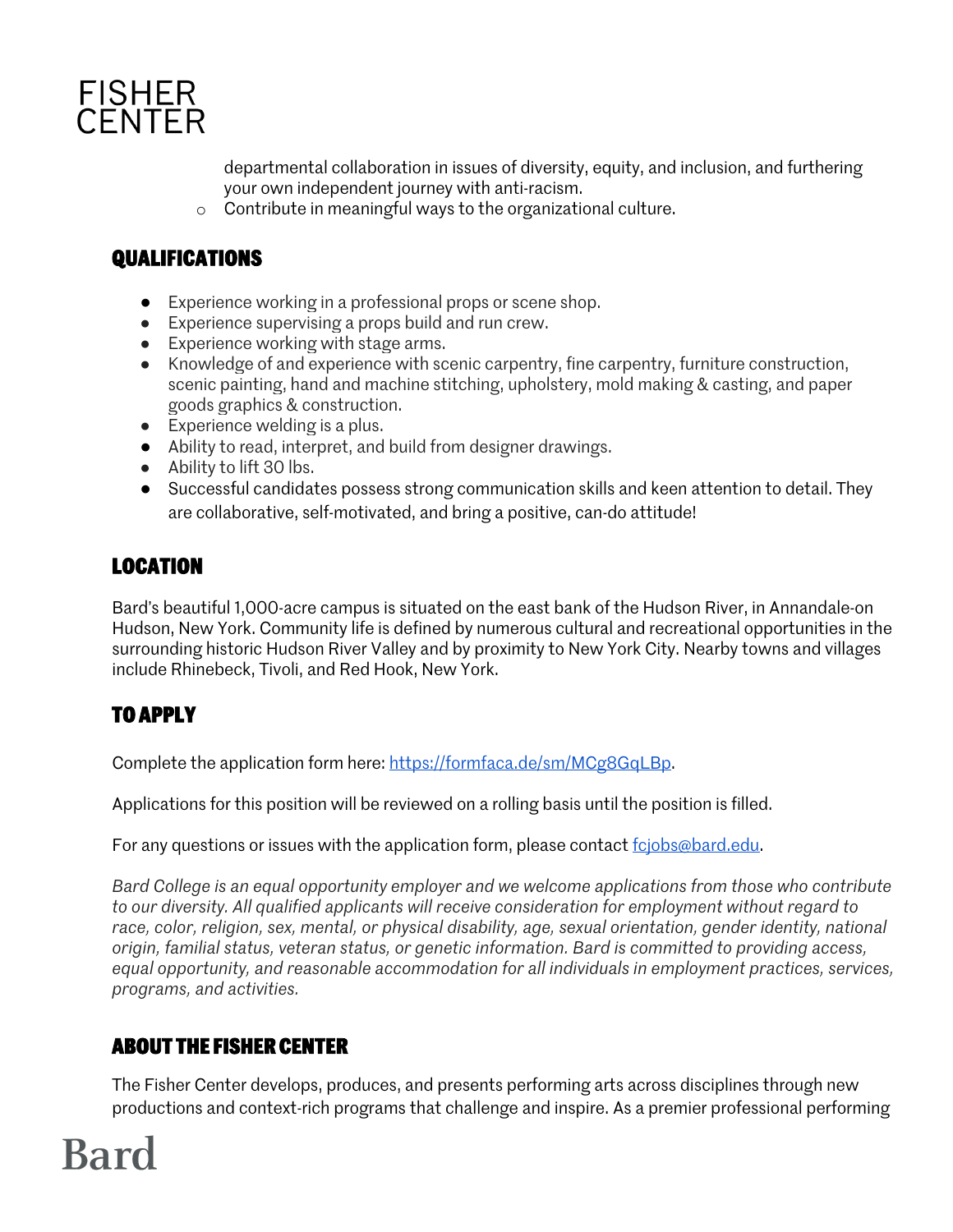departmental collaboration in issues of diversity, equity, and inclusion, and furthering your own independent journey with anti-racism.
   - Contribute in meaningful ways to the organizational culture.

## QUALIFICATIONS

- Experience working in a professional props or scene shop.
- Experience supervising a props build and run crew.
- Experience working with stage arms.
- Knowledge of and experience with scenic carpentry, fine carpentry, furniture construction, scenic painting, hand and machine stitching, upholstery, mold making & casting, and paper goods graphics & construction.
- Experience welding is a plus.
- Ability to read, interpret, and build from designer drawings.
- Ability to lift 30 lbs.
- Successful candidates possess strong communication skills and keen attention to detail. They are collaborative, self-motivated, and bring a positive, can-do attitude!

## LOCATION

Bard's beautiful 1,000-acre campus is situated on the east bank of the Hudson River, in Annandale-on Hudson, New York. Community life is defined by numerous cultural and recreational opportunities in the surrounding historic Hudson River Valley and by proximity to New York City. Nearby towns and villages include Rhinebeck, Tivoli, and Red Hook, New York.

## TO APPLY

Complete the application form here: [https://formfaca.de/sm/MCg8GqLBp](https://formfaca.de/sm/MCg8GqLBp).

Applications for this position will be reviewed on a rolling basis until the position is filled.

For any questions or issues with the application form, please contact [fcjobs@bard.edu](mailto:fcjobs@bard.edu).

*Bard College is an equal opportunity employer and we welcome applications from those who contribute to our diversity. All qualified applicants will receive consideration for employment without regard to race, color, religion, sex, mental, or physical disability, age, sexual orientation, gender identity, national origin, familial status, veteran status, or genetic information. Bard is committed to providing access, equal opportunity, and reasonable accommodation for all individuals in employment practices, services, programs, and activities.*

## ABOUT THE FISHER CENTER

The Fisher Center develops, produces, and presents performing arts across disciplines through new productions and context-rich programs that challenge and inspire. As a premier professional performing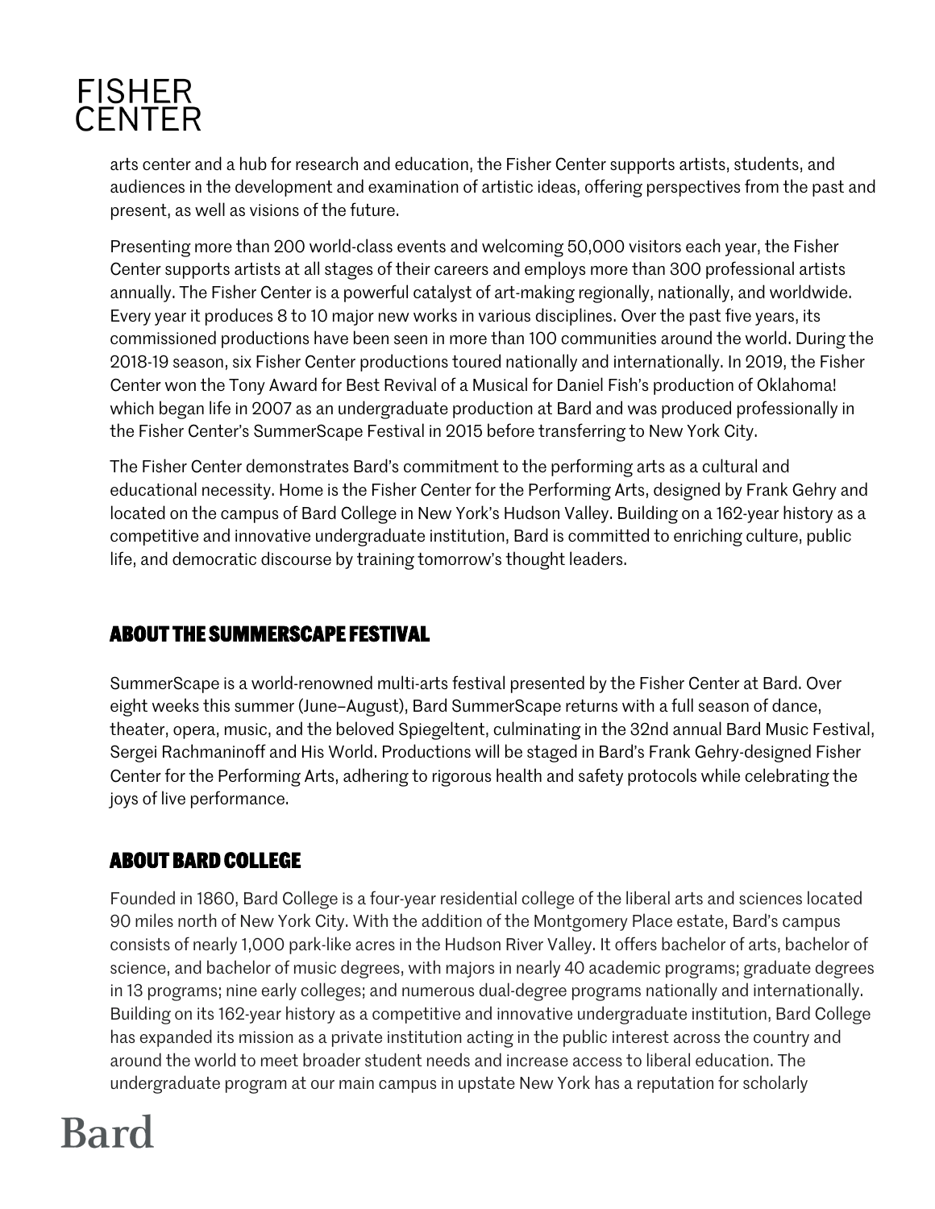arts center and a hub for research and education, the Fisher Center supports artists, students, and audiences in the development and examination of artistic ideas, offering perspectives from the past and present, as well as visions of the future.

Presenting more than 200 world-class events and welcoming 50,000 visitors each year, the Fisher Center supports artists at all stages of their careers and employs more than 300 professional artists annually. The Fisher Center is a powerful catalyst of art-making regionally, nationally, and worldwide. Every year it produces 8 to 10 major new works in various disciplines. Over the past five years, its commissioned productions have been seen in more than 100 communities around the world. During the 2018-19 season, six Fisher Center productions toured nationally and internationally. In 2019, the Fisher Center won the Tony Award for Best Revival of a Musical for Daniel Fish's production of Oklahoma! which began life in 2007 as an undergraduate production at Bard and was produced professionally in the Fisher Center's SummerScape Festival in 2015 before transferring to New York City.

The Fisher Center demonstrates Bard's commitment to the performing arts as a cultural and educational necessity. Home is the Fisher Center for the Performing Arts, designed by Frank Gehry and located on the campus of Bard College in New York's Hudson Valley. Building on a 162-year history as a competitive and innovative undergraduate institution, Bard is committed to enriching culture, public life, and democratic discourse by training tomorrow's thought leaders.

## ABOUT THE SUMMERSCAPE FESTIVAL

SummerScape is a world-renowned multi-arts festival presented by the Fisher Center at Bard. Over eight weeks this summer (June–August), Bard SummerScape returns with a full season of dance, theater, opera, music, and the beloved Spiegeltent, culminating in the 32nd annual Bard Music Festival, Sergei Rachmaninoff and His World. Productions will be staged in Bard's Frank Gehry-designed Fisher Center for the Performing Arts, adhering to rigorous health and safety protocols while celebrating the joys of live performance.

## ABOUT BARD COLLEGE

Founded in 1860, Bard College is a four-year residential college of the liberal arts and sciences located 90 miles north of New York City. With the addition of the Montgomery Place estate, Bard's campus consists of nearly 1,000 park-like acres in the Hudson River Valley. It offers bachelor of arts, bachelor of science, and bachelor of music degrees, with majors in nearly 40 academic programs; graduate degrees in 13 programs; nine early colleges; and numerous dual-degree programs nationally and internationally. Building on its 162-year history as a competitive and innovative undergraduate institution, Bard College has expanded its mission as a private institution acting in the public interest across the country and around the world to meet broader student needs and increase access to liberal education. The undergraduate program at our main campus in upstate New York has a reputation for scholarly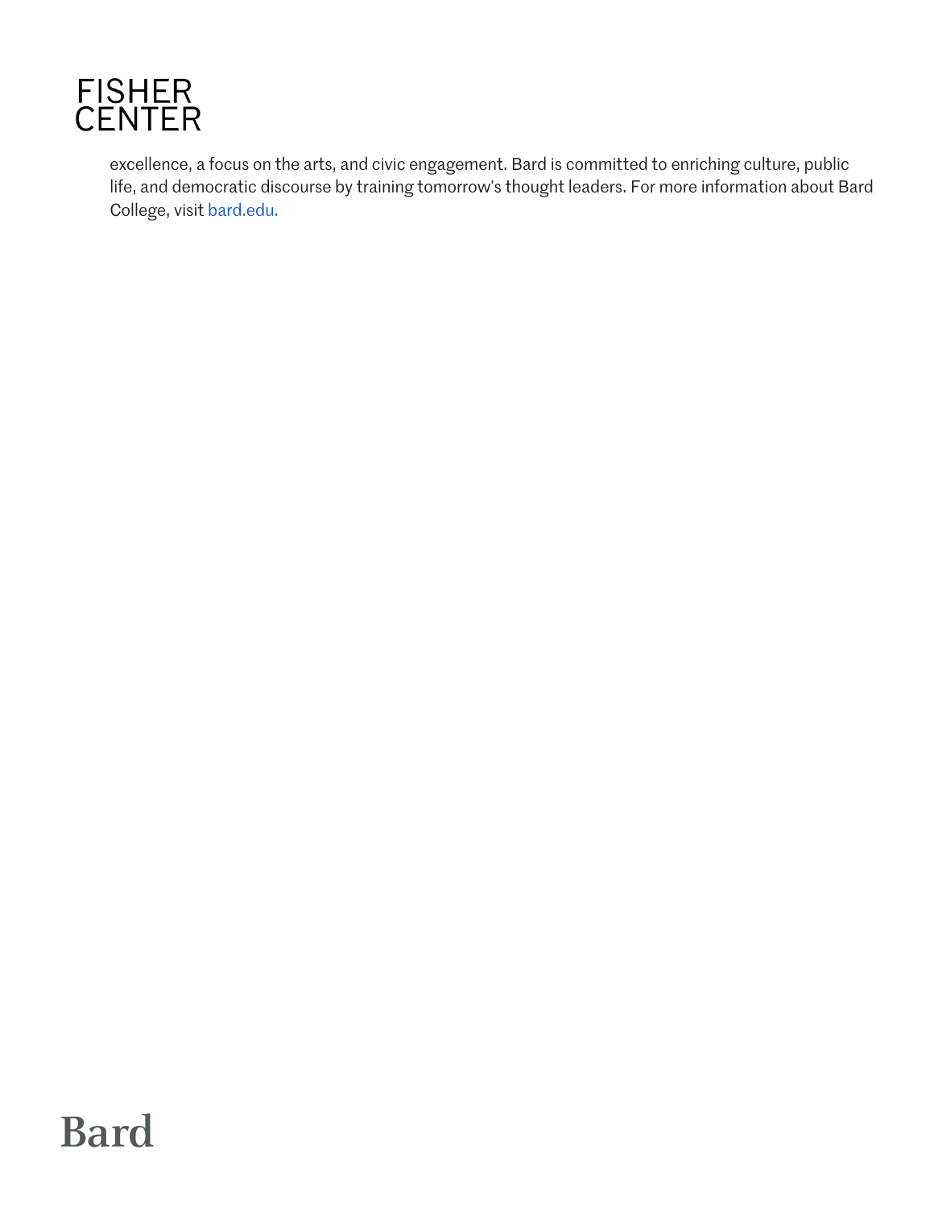excellence, a focus on the arts, and civic engagement. Bard is committed to enriching culture, public life, and democratic discourse by training tomorrow's thought leaders. For more information about Bard College, visit bard.edu.